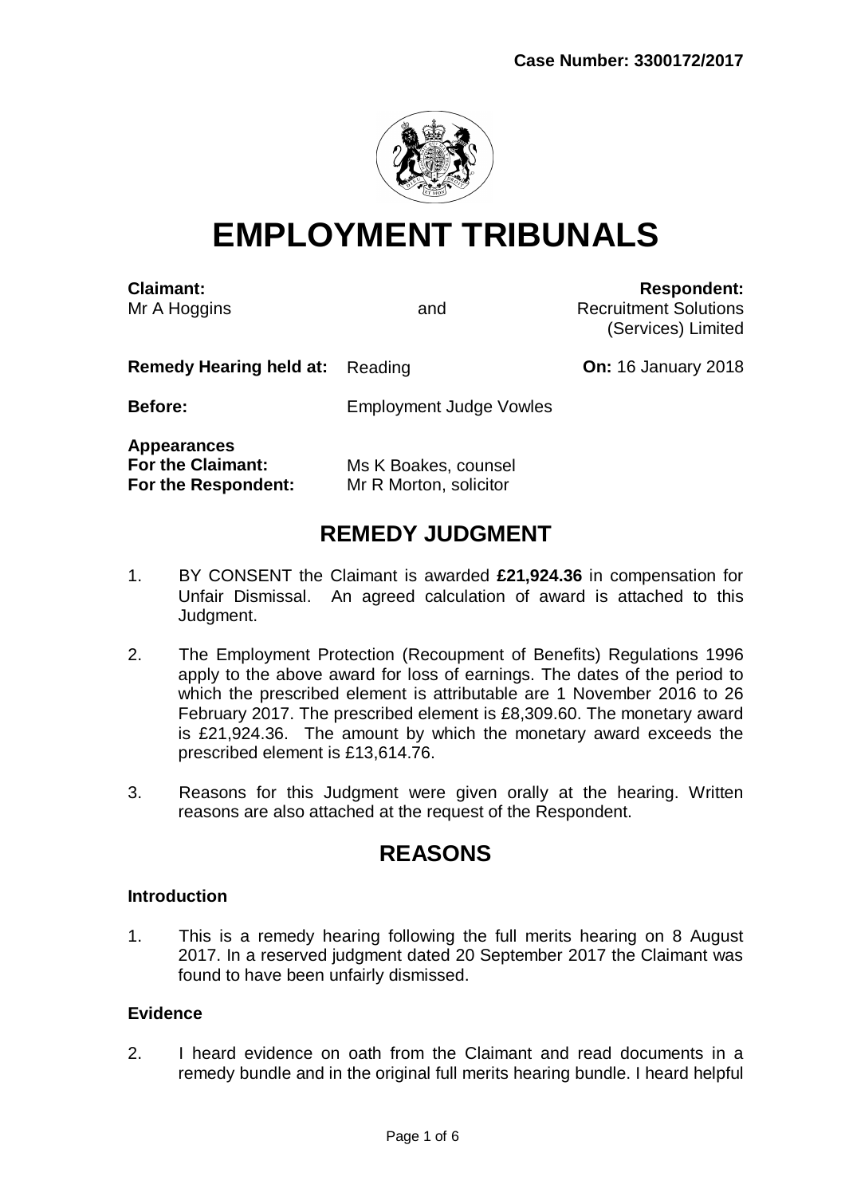**Case Number: 3300172/2017**

# EMPLOYMENT TRIBUNALS

| | | |
|---|---|---|
| **Claimant:** | | **Respondent:** |
| Mr A Hoggins | and | Recruitment Solutions (Services) Limited |

**Remedy Hearing held at:** Reading **On:** 16 January 2018

**Before:** Employment Judge Vowles

**Appearances**
**For the Claimant:** Ms K Boakes, counsel
**For the Respondent:** Mr R Morton, solicitor

## REMEDY JUDGMENT

1. BY CONSENT the Claimant is awarded **£21,924.36** in compensation for Unfair Dismissal. An agreed calculation of award is attached to this Judgment.

2. The Employment Protection (Recoupment of Benefits) Regulations 1996 apply to the above award for loss of earnings. The dates of the period to which the prescribed element is attributable are 1 November 2016 to 26 February 2017. The prescribed element is £8,309.60. The monetary award is £21,924.36. The amount by which the monetary award exceeds the prescribed element is £13,614.76.

3. Reasons for this Judgment were given orally at the hearing. Written reasons are also attached at the request of the Respondent.

## REASONS

### Introduction

1. This is a remedy hearing following the full merits hearing on 8 August 2017. In a reserved judgment dated 20 September 2017 the Claimant was found to have been unfairly dismissed.

### Evidence

2. I heard evidence on oath from the Claimant and read documents in a remedy bundle and in the original full merits hearing bundle. I heard helpful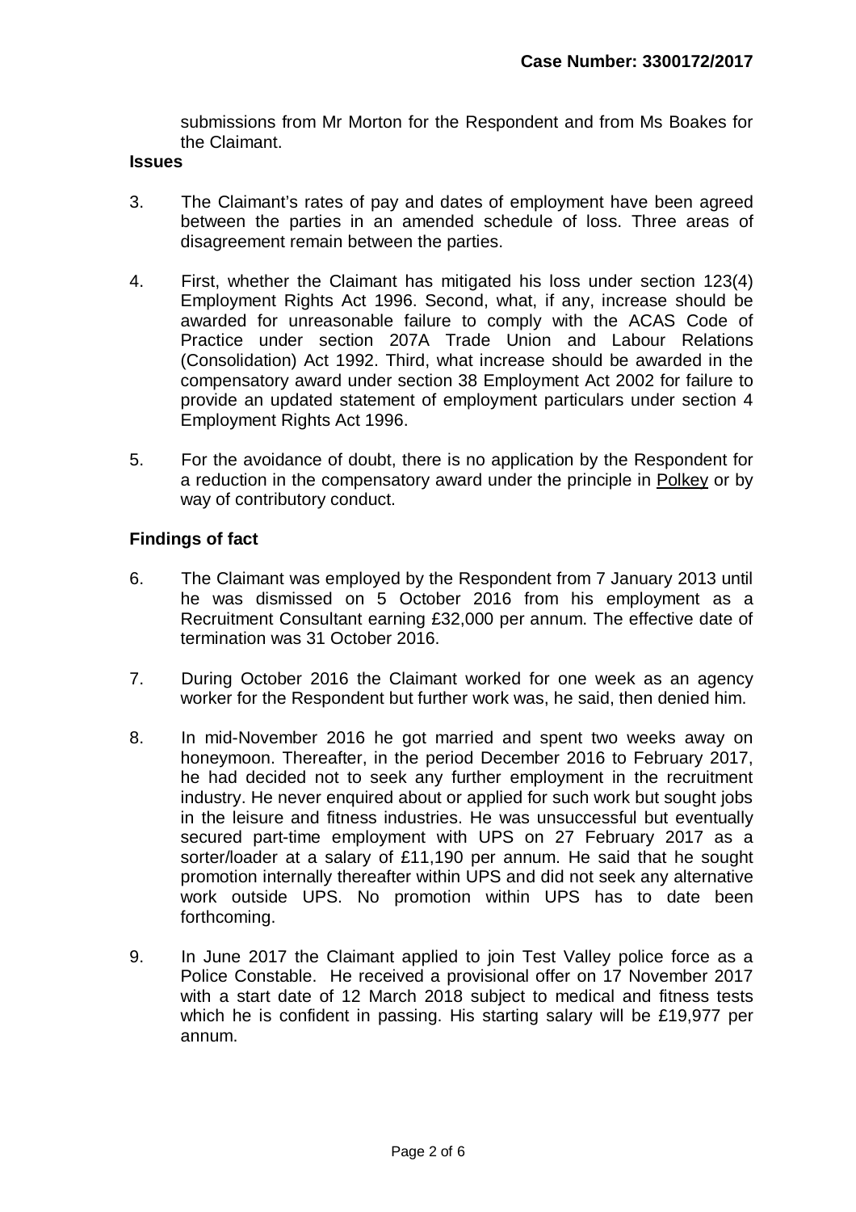submissions from Mr Morton for the Respondent and from Ms Boakes for the Claimant.

**Issues**

3. The Claimant's rates of pay and dates of employment have been agreed between the parties in an amended schedule of loss. Three areas of disagreement remain between the parties.

4. First, whether the Claimant has mitigated his loss under section 123(4) Employment Rights Act 1996. Second, what, if any, increase should be awarded for unreasonable failure to comply with the ACAS Code of Practice under section 207A Trade Union and Labour Relations (Consolidation) Act 1992. Third, what increase should be awarded in the compensatory award under section 38 Employment Act 2002 for failure to provide an updated statement of employment particulars under section 4 Employment Rights Act 1996.

5. For the avoidance of doubt, there is no application by the Respondent for a reduction in the compensatory award under the principle in Polkey or by way of contributory conduct.

**Findings of fact**

6. The Claimant was employed by the Respondent from 7 January 2013 until he was dismissed on 5 October 2016 from his employment as a Recruitment Consultant earning £32,000 per annum. The effective date of termination was 31 October 2016.

7. During October 2016 the Claimant worked for one week as an agency worker for the Respondent but further work was, he said, then denied him.

8. In mid-November 2016 he got married and spent two weeks away on honeymoon. Thereafter, in the period December 2016 to February 2017, he had decided not to seek any further employment in the recruitment industry. He never enquired about or applied for such work but sought jobs in the leisure and fitness industries. He was unsuccessful but eventually secured part-time employment with UPS on 27 February 2017 as a sorter/loader at a salary of £11,190 per annum. He said that he sought promotion internally thereafter within UPS and did not seek any alternative work outside UPS. No promotion within UPS has to date been forthcoming.

9. In June 2017 the Claimant applied to join Test Valley police force as a Police Constable. He received a provisional offer on 17 November 2017 with a start date of 12 March 2018 subject to medical and fitness tests which he is confident in passing. His starting salary will be £19,977 per annum.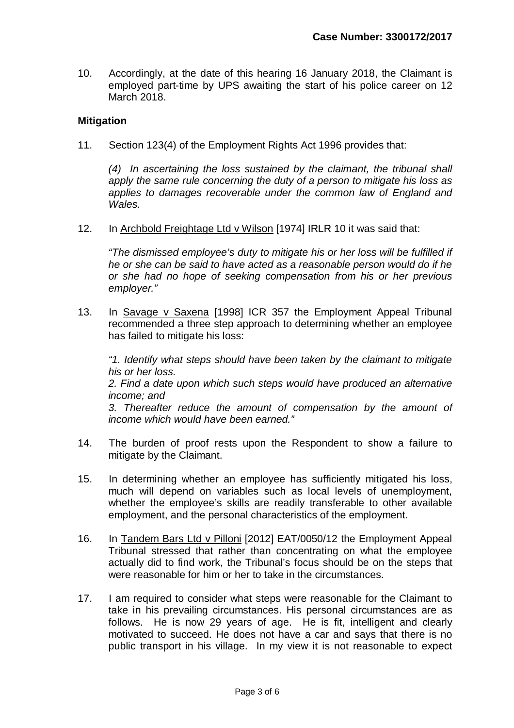10. Accordingly, at the date of this hearing 16 January 2018, the Claimant is employed part-time by UPS awaiting the start of his police career on 12 March 2018.

**Mitigation**

11. Section 123(4) of the Employment Rights Act 1996 provides that:

    *(4) In ascertaining the loss sustained by the claimant, the tribunal shall apply the same rule concerning the duty of a person to mitigate his loss as applies to damages recoverable under the common law of England and Wales.*

12. In Archbold Freightage Ltd v Wilson [1974] IRLR 10 it was said that:

    *"The dismissed employee's duty to mitigate his or her loss will be fulfilled if he or she can be said to have acted as a reasonable person would do if he or she had no hope of seeking compensation from his or her previous employer."*

13. In Savage v Saxena [1998] ICR 357 the Employment Appeal Tribunal recommended a three step approach to determining whether an employee has failed to mitigate his loss:

    *"1. Identify what steps should have been taken by the claimant to mitigate his or her loss.*
    *2. Find a date upon which such steps would have produced an alternative income; and*
    *3. Thereafter reduce the amount of compensation by the amount of income which would have been earned."*

14. The burden of proof rests upon the Respondent to show a failure to mitigate by the Claimant.

15. In determining whether an employee has sufficiently mitigated his loss, much will depend on variables such as local levels of unemployment, whether the employee's skills are readily transferable to other available employment, and the personal characteristics of the employment.

16. In Tandem Bars Ltd v Pilloni [2012] EAT/0050/12 the Employment Appeal Tribunal stressed that rather than concentrating on what the employee actually did to find work, the Tribunal's focus should be on the steps that were reasonable for him or her to take in the circumstances.

17. I am required to consider what steps were reasonable for the Claimant to take in his prevailing circumstances. His personal circumstances are as follows. He is now 29 years of age. He is fit, intelligent and clearly motivated to succeed. He does not have a car and says that there is no public transport in his village. In my view it is not reasonable to expect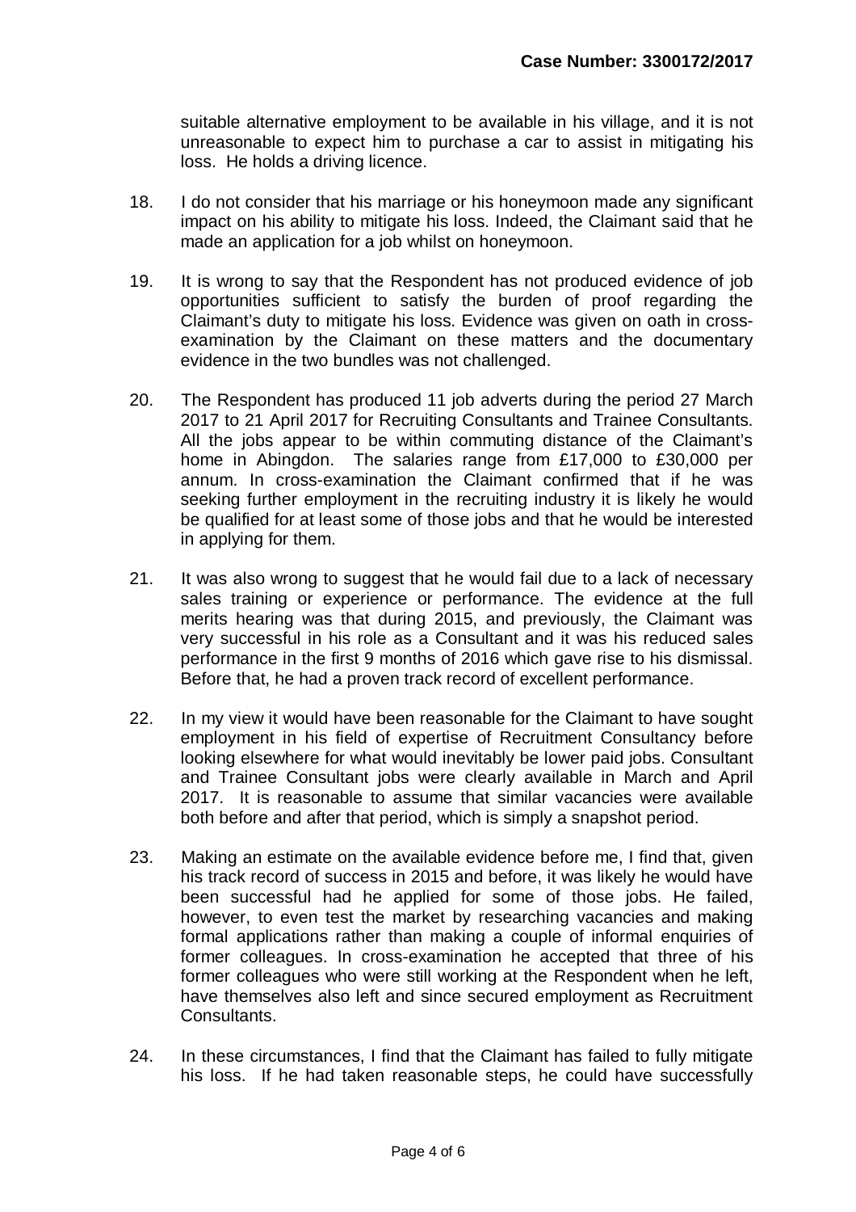suitable alternative employment to be available in his village, and it is not unreasonable to expect him to purchase a car to assist in mitigating his loss. He holds a driving licence.

18. I do not consider that his marriage or his honeymoon made any significant impact on his ability to mitigate his loss. Indeed, the Claimant said that he made an application for a job whilst on honeymoon.

19. It is wrong to say that the Respondent has not produced evidence of job opportunities sufficient to satisfy the burden of proof regarding the Claimant's duty to mitigate his loss. Evidence was given on oath in cross-examination by the Claimant on these matters and the documentary evidence in the two bundles was not challenged.

20. The Respondent has produced 11 job adverts during the period 27 March 2017 to 21 April 2017 for Recruiting Consultants and Trainee Consultants. All the jobs appear to be within commuting distance of the Claimant's home in Abingdon. The salaries range from £17,000 to £30,000 per annum. In cross-examination the Claimant confirmed that if he was seeking further employment in the recruiting industry it is likely he would be qualified for at least some of those jobs and that he would be interested in applying for them.

21. It was also wrong to suggest that he would fail due to a lack of necessary sales training or experience or performance. The evidence at the full merits hearing was that during 2015, and previously, the Claimant was very successful in his role as a Consultant and it was his reduced sales performance in the first 9 months of 2016 which gave rise to his dismissal. Before that, he had a proven track record of excellent performance.

22. In my view it would have been reasonable for the Claimant to have sought employment in his field of expertise of Recruitment Consultancy before looking elsewhere for what would inevitably be lower paid jobs. Consultant and Trainee Consultant jobs were clearly available in March and April 2017. It is reasonable to assume that similar vacancies were available both before and after that period, which is simply a snapshot period.

23. Making an estimate on the available evidence before me, I find that, given his track record of success in 2015 and before, it was likely he would have been successful had he applied for some of those jobs. He failed, however, to even test the market by researching vacancies and making formal applications rather than making a couple of informal enquiries of former colleagues. In cross-examination he accepted that three of his former colleagues who were still working at the Respondent when he left, have themselves also left and since secured employment as Recruitment Consultants.

24. In these circumstances, I find that the Claimant has failed to fully mitigate his loss. If he had taken reasonable steps, he could have successfully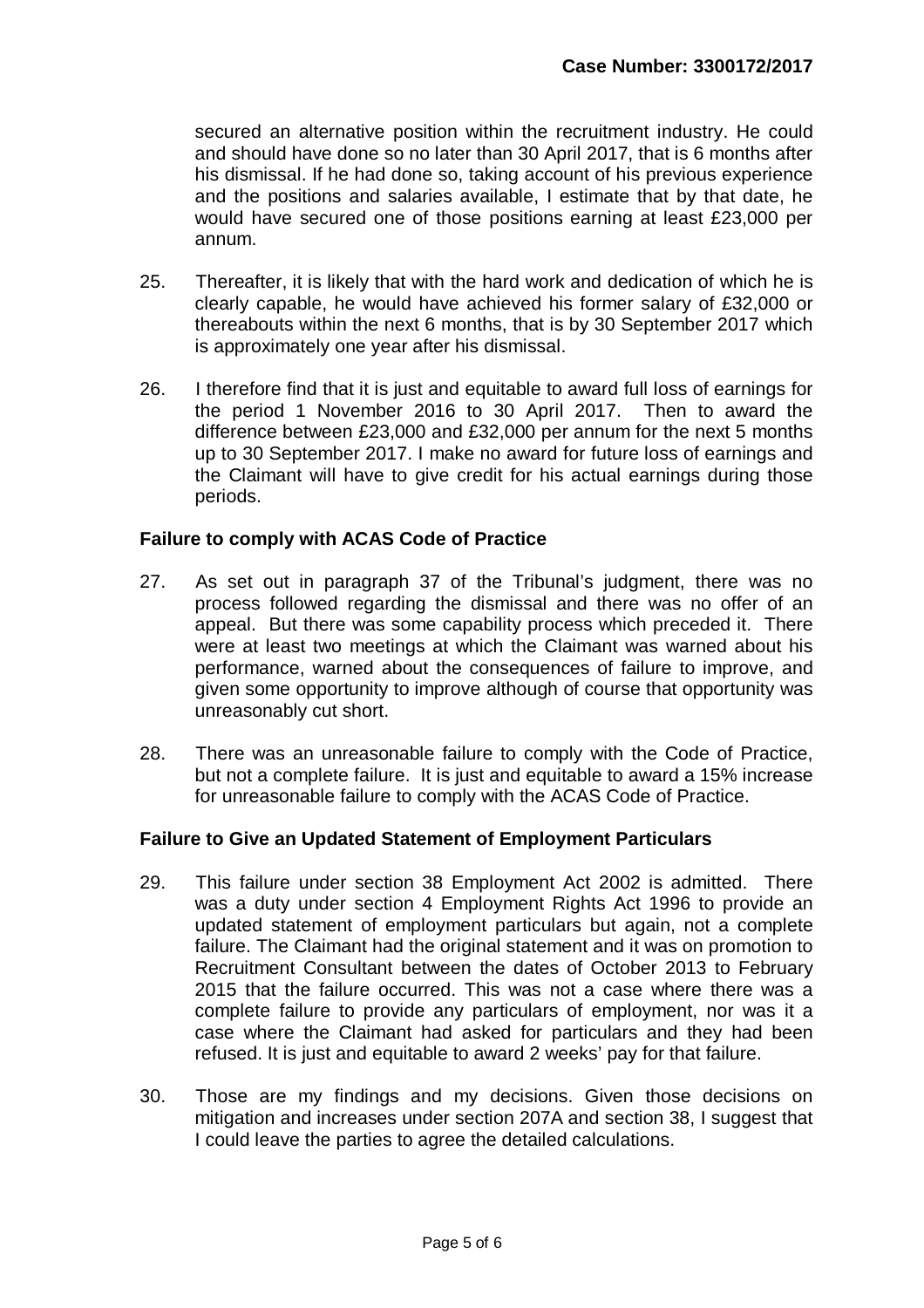secured an alternative position within the recruitment industry. He could and should have done so no later than 30 April 2017, that is 6 months after his dismissal. If he had done so, taking account of his previous experience and the positions and salaries available, I estimate that by that date, he would have secured one of those positions earning at least £23,000 per annum.

25. Thereafter, it is likely that with the hard work and dedication of which he is clearly capable, he would have achieved his former salary of £32,000 or thereabouts within the next 6 months, that is by 30 September 2017 which is approximately one year after his dismissal.

26. I therefore find that it is just and equitable to award full loss of earnings for the period 1 November 2016 to 30 April 2017. Then to award the difference between £23,000 and £32,000 per annum for the next 5 months up to 30 September 2017. I make no award for future loss of earnings and the Claimant will have to give credit for his actual earnings during those periods.

**Failure to comply with ACAS Code of Practice**

27. As set out in paragraph 37 of the Tribunal's judgment, there was no process followed regarding the dismissal and there was no offer of an appeal. But there was some capability process which preceded it. There were at least two meetings at which the Claimant was warned about his performance, warned about the consequences of failure to improve, and given some opportunity to improve although of course that opportunity was unreasonably cut short.

28. There was an unreasonable failure to comply with the Code of Practice, but not a complete failure. It is just and equitable to award a 15% increase for unreasonable failure to comply with the ACAS Code of Practice.

**Failure to Give an Updated Statement of Employment Particulars**

29. This failure under section 38 Employment Act 2002 is admitted. There was a duty under section 4 Employment Rights Act 1996 to provide an updated statement of employment particulars but again, not a complete failure. The Claimant had the original statement and it was on promotion to Recruitment Consultant between the dates of October 2013 to February 2015 that the failure occurred. This was not a case where there was a complete failure to provide any particulars of employment, nor was it a case where the Claimant had asked for particulars and they had been refused. It is just and equitable to award 2 weeks' pay for that failure.

30. Those are my findings and my decisions. Given those decisions on mitigation and increases under section 207A and section 38, I suggest that I could leave the parties to agree the detailed calculations.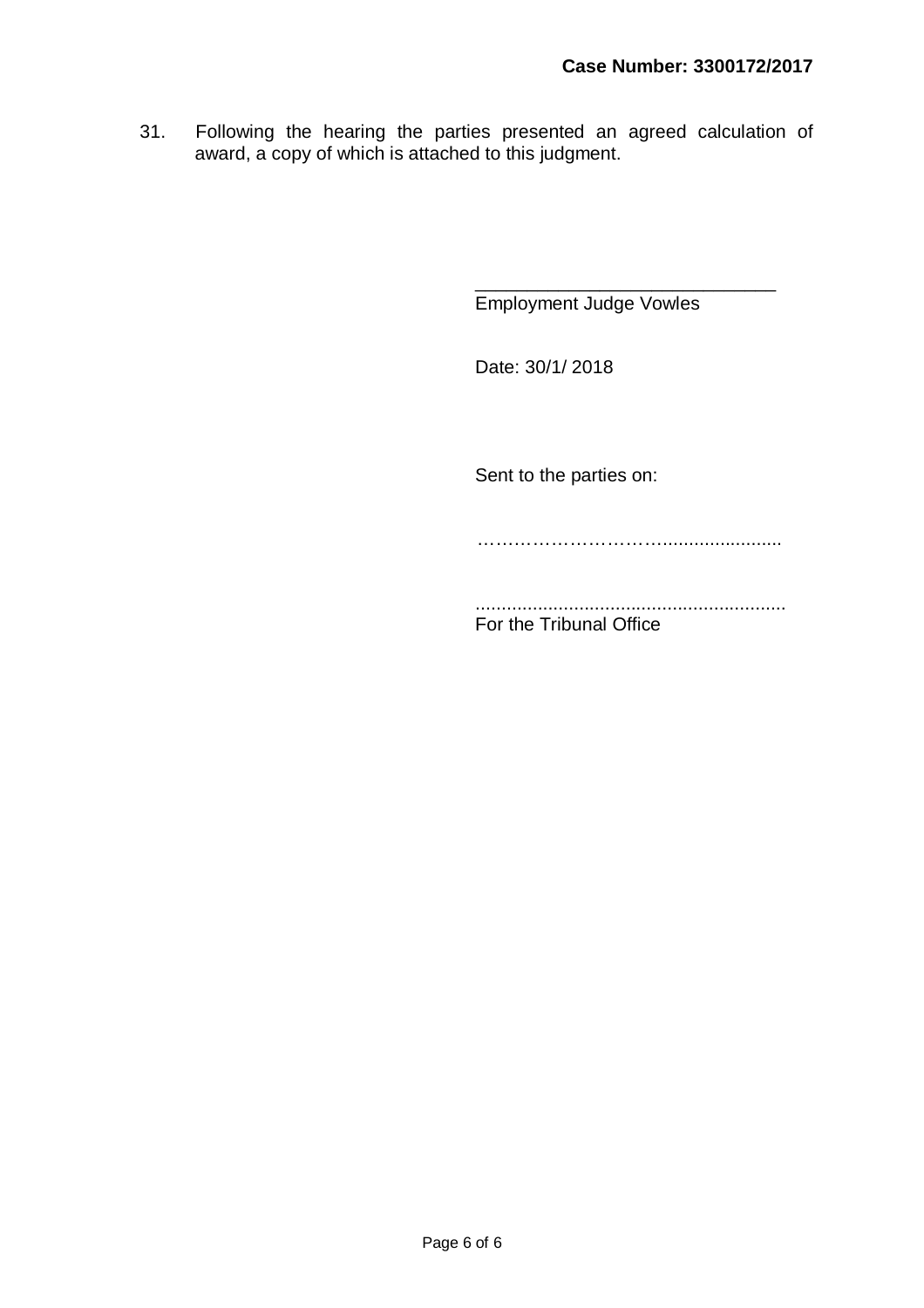31. Following the hearing the parties presented an agreed calculation of award, a copy of which is attached to this judgment.

\_\_\_\_\_\_\_\_\_\_\_\_\_\_\_\_\_\_\_\_\_\_\_\_\_\_\_\_\_\_

Employment Judge Vowles

Date: 30/1/ 2018

Sent to the parties on:

……………………………......................

...........................................................

For the Tribunal Office